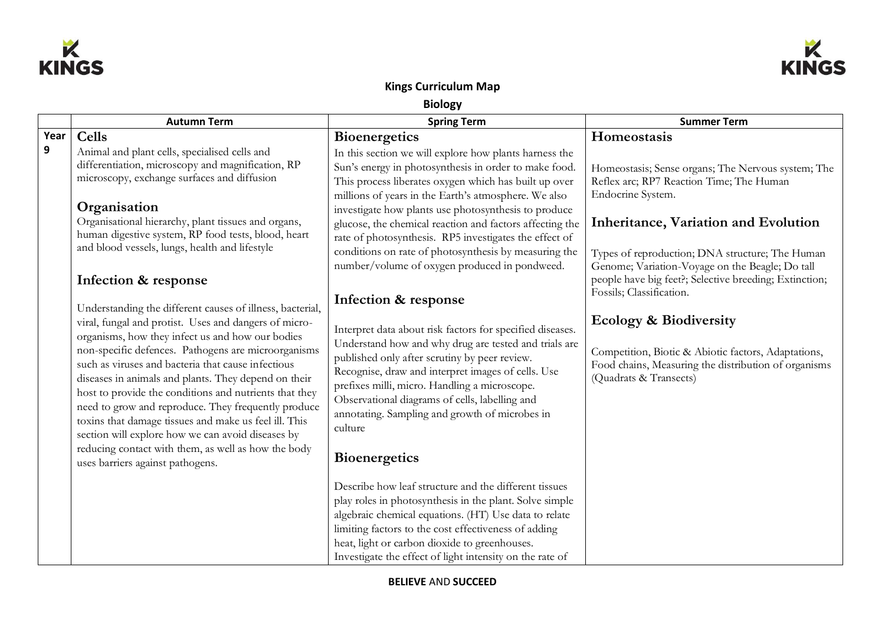**Kings Curriculum Map**

**Biology**

| | Autumn Term | Spring Term | Summer Term |
|---|---|---|---|
| Year 9 | **Cells**<br>Animal and plant cells, specialised cells and differentiation, microscopy and magnification, RP microscopy, exchange surfaces and diffusion<br><br>**Organisation**<br>Organisational hierarchy, plant tissues and organs, human digestive system, RP food tests, blood, heart and blood vessels, lungs, health and lifestyle<br><br>**Infection & response**<br><br>Understanding the different causes of illness, bacterial, viral, fungal and protist. Uses and dangers of micro-organisms, how they infect us and how our bodies non-specific defences. Pathogens are microorganisms such as viruses and bacteria that cause infectious diseases in animals and plants. They depend on their host to provide the conditions and nutrients that they need to grow and reproduce. They frequently produce toxins that damage tissues and make us feel ill. This section will explore how we can avoid diseases by reducing contact with them, as well as how the body uses barriers against pathogens. | **Bioenergetics**<br>In this section we will explore how plants harness the Sun's energy in photosynthesis in order to make food. This process liberates oxygen which has built up over millions of years in the Earth's atmosphere. We also investigate how plants use photosynthesis to produce glucose, the chemical reaction and factors affecting the rate of photosynthesis. RP5 investigates the effect of conditions on rate of photosynthesis by measuring the number/volume of oxygen produced in pondweed.<br><br>**Infection & response**<br><br>Interpret data about risk factors for specified diseases. Understand how and why drug are tested and trials are published only after scrutiny by peer review. Recognise, draw and interpret images of cells. Use prefixes milli, micro. Handling a microscope. Observational diagrams of cells, labelling and annotating. Sampling and growth of microbes in culture<br><br>**Bioenergetics**<br><br>Describe how leaf structure and the different tissues play roles in photosynthesis in the plant. Solve simple algebraic chemical equations. (HT) Use data to relate limiting factors to the cost effectiveness of adding heat, light or carbon dioxide to greenhouses. Investigate the effect of light intensity on the rate of | **Homeostasis**<br><br>Homeostasis; Sense organs; The Nervous system; The Reflex arc; RP7 Reaction Time; The Human Endocrine System.<br><br>**Inheritance, Variation and Evolution**<br><br>Types of reproduction; DNA structure; The Human Genome; Variation-Voyage on the Beagle; Do tall people have big feet?; Selective breeding; Extinction; Fossils; Classification.<br><br>**Ecology & Biodiversity**<br><br>Competition, Biotic & Abiotic factors, Adaptations, Food chains, Measuring the distribution of organisms (Quadrats & Transects) |

**BELIEVE** AND **SUCCEED**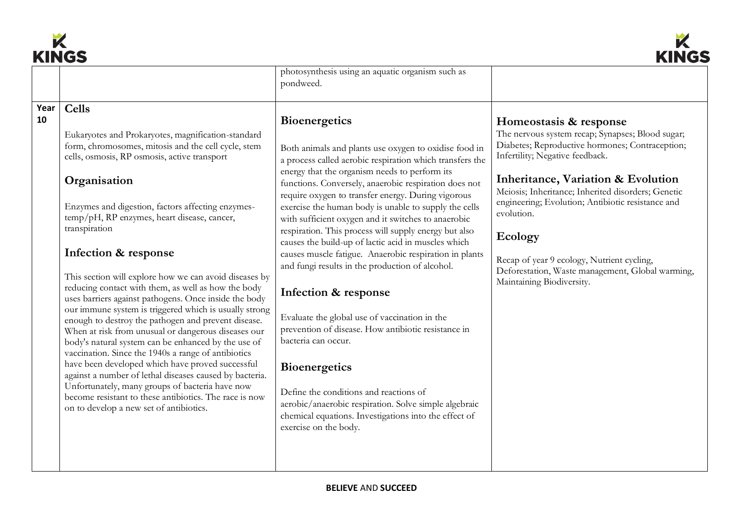| | | | |
|---|---|---|---|
| | | photosynthesis using an aquatic organism such as pondweed. | |
| **Year 10** | **Cells**<br><br>Eukaryotes and Prokaryotes, magnification-standard form, chromosomes, mitosis and the cell cycle, stem cells, osmosis, RP osmosis, active transport<br><br>**Organisation**<br><br>Enzymes and digestion, factors affecting enzymes-temp/pH, RP enzymes, heart disease, cancer, transpiration<br><br>**Infection & response**<br><br>This section will explore how we can avoid diseases by reducing contact with them, as well as how the body uses barriers against pathogens. Once inside the body our immune system is triggered which is usually strong enough to destroy the pathogen and prevent disease. When at risk from unusual or dangerous diseases our body's natural system can be enhanced by the use of vaccination. Since the 1940s a range of antibiotics have been developed which have proved successful against a number of lethal diseases caused by bacteria. Unfortunately, many groups of bacteria have now become resistant to these antibiotics. The race is now on to develop a new set of antibiotics. | **Bioenergetics**<br><br>Both animals and plants use oxygen to oxidise food in a process called aerobic respiration which transfers the energy that the organism needs to perform its functions. Conversely, anaerobic respiration does not require oxygen to transfer energy. During vigorous exercise the human body is unable to supply the cells with sufficient oxygen and it switches to anaerobic respiration. This process will supply energy but also causes the build-up of lactic acid in muscles which causes muscle fatigue. Anaerobic respiration in plants and fungi results in the production of alcohol.<br><br>**Infection & response**<br><br>Evaluate the global use of vaccination in the prevention of disease. How antibiotic resistance in bacteria can occur.<br><br>**Bioenergetics**<br><br>Define the conditions and reactions of aerobic/anaerobic respiration. Solve simple algebraic chemical equations. Investigations into the effect of exercise on the body. | **Homeostasis & response**<br>The nervous system recap; Synapses; Blood sugar; Diabetes; Reproductive hormones; Contraception; Infertility; Negative feedback.<br><br>**Inheritance, Variation & Evolution**<br>Meiosis; Inheritance; Inherited disorders; Genetic engineering; Evolution; Antibiotic resistance and evolution.<br><br>**Ecology**<br><br>Recap of year 9 ecology, Nutrient cycling, Deforestation, Waste management, Global warming, Maintaining Biodiversity. |

**BELIEVE** AND **SUCCEED**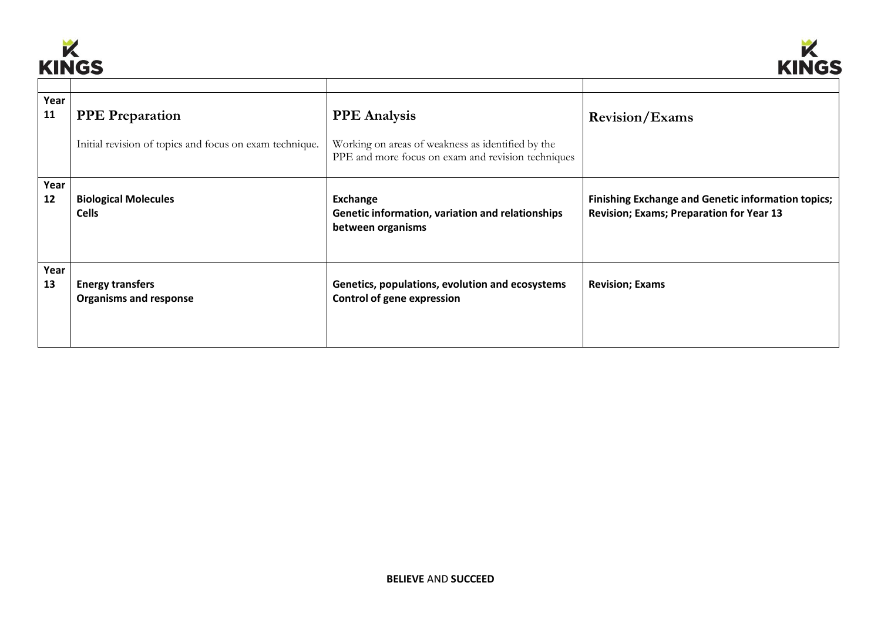| | | | |
|---|---|---|---|
| Year 11 | **PPE Preparation**<br><br>Initial revision of topics and focus on exam technique. | **PPE Analysis**<br><br>Working on areas of weakness as identified by the PPE and more focus on exam and revision techniques | **Revision/Exams** |
| Year 12 | **Biological Molecules**<br>**Cells** | **Exchange**<br>**Genetic information, variation and relationships between organisms** | **Finishing Exchange and Genetic information topics; Revision; Exams; Preparation for Year 13** |
| Year 13 | **Energy transfers**<br>**Organisms and response** | **Genetics, populations, evolution and ecosystems**<br>**Control of gene expression** | **Revision; Exams** |

**BELIEVE** AND **SUCCEED**